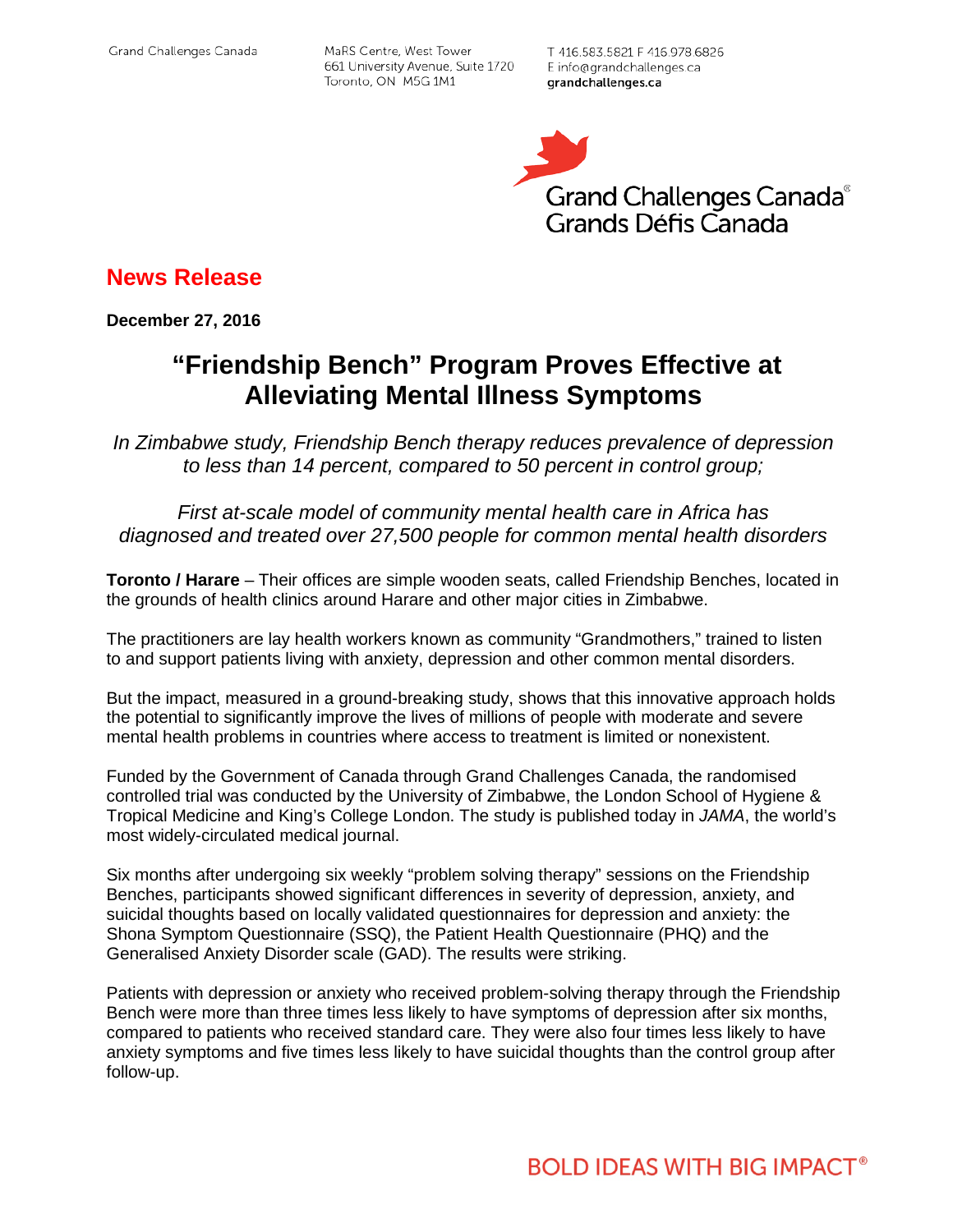Grand Challenges Canada

MaRS Centre, West Tower
661 University Avenue, Suite 1720
Toronto, ON M5G 1M1

T 416.583.5821 F 416.978.6826
E info@grandchallenges.ca
grandchallenges.ca

Grand Challenges Canada®
Grands Défis Canada

## News Release

**December 27, 2016**

# "Friendship Bench" Program Proves Effective at Alleviating Mental Illness Symptoms

*In Zimbabwe study, Friendship Bench therapy reduces prevalence of depression to less than 14 percent, compared to 50 percent in control group;*

*First at-scale model of community mental health care in Africa has diagnosed and treated over 27,500 people for common mental health disorders*

**Toronto / Harare** – Their offices are simple wooden seats, called Friendship Benches, located in the grounds of health clinics around Harare and other major cities in Zimbabwe.

The practitioners are lay health workers known as community "Grandmothers," trained to listen to and support patients living with anxiety, depression and other common mental disorders.

But the impact, measured in a ground-breaking study, shows that this innovative approach holds the potential to significantly improve the lives of millions of people with moderate and severe mental health problems in countries where access to treatment is limited or nonexistent.

Funded by the Government of Canada through Grand Challenges Canada, the randomised controlled trial was conducted by the University of Zimbabwe, the London School of Hygiene & Tropical Medicine and King's College London. The study is published today in *JAMA*, the world's most widely-circulated medical journal.

Six months after undergoing six weekly "problem solving therapy" sessions on the Friendship Benches, participants showed significant differences in severity of depression, anxiety, and suicidal thoughts based on locally validated questionnaires for depression and anxiety: the Shona Symptom Questionnaire (SSQ), the Patient Health Questionnaire (PHQ) and the Generalised Anxiety Disorder scale (GAD). The results were striking.

Patients with depression or anxiety who received problem-solving therapy through the Friendship Bench were more than three times less likely to have symptoms of depression after six months, compared to patients who received standard care. They were also four times less likely to have anxiety symptoms and five times less likely to have suicidal thoughts than the control group after follow-up.

BOLD IDEAS WITH BIG IMPACT®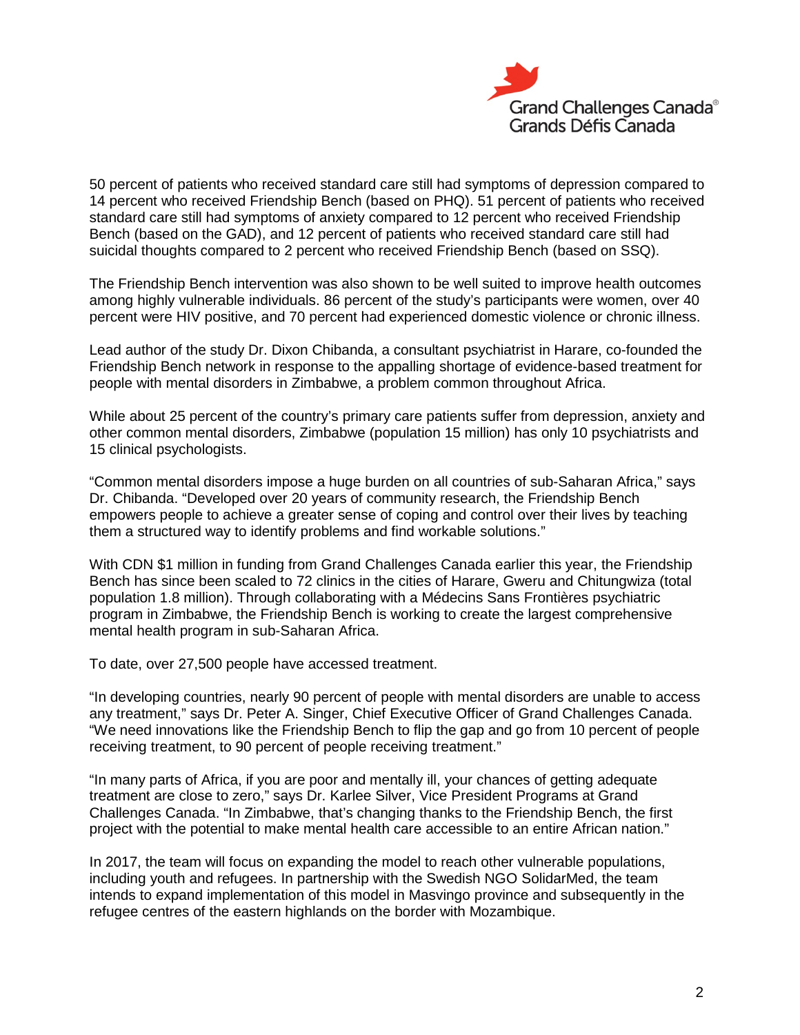50 percent of patients who received standard care still had symptoms of depression compared to 14 percent who received Friendship Bench (based on PHQ). 51 percent of patients who received standard care still had symptoms of anxiety compared to 12 percent who received Friendship Bench (based on the GAD), and 12 percent of patients who received standard care still had suicidal thoughts compared to 2 percent who received Friendship Bench (based on SSQ).

The Friendship Bench intervention was also shown to be well suited to improve health outcomes among highly vulnerable individuals. 86 percent of the study's participants were women, over 40 percent were HIV positive, and 70 percent had experienced domestic violence or chronic illness.

Lead author of the study Dr. Dixon Chibanda, a consultant psychiatrist in Harare, co-founded the Friendship Bench network in response to the appalling shortage of evidence-based treatment for people with mental disorders in Zimbabwe, a problem common throughout Africa.

While about 25 percent of the country's primary care patients suffer from depression, anxiety and other common mental disorders, Zimbabwe (population 15 million) has only 10 psychiatrists and 15 clinical psychologists.

"Common mental disorders impose a huge burden on all countries of sub-Saharan Africa," says Dr. Chibanda. "Developed over 20 years of community research, the Friendship Bench empowers people to achieve a greater sense of coping and control over their lives by teaching them a structured way to identify problems and find workable solutions."

With CDN $1 million in funding from Grand Challenges Canada earlier this year, the Friendship Bench has since been scaled to 72 clinics in the cities of Harare, Gweru and Chitungwiza (total population 1.8 million). Through collaborating with a Médecins Sans Frontières psychiatric program in Zimbabwe, the Friendship Bench is working to create the largest comprehensive mental health program in sub-Saharan Africa.

To date, over 27,500 people have accessed treatment.

"In developing countries, nearly 90 percent of people with mental disorders are unable to access any treatment," says Dr. Peter A. Singer, Chief Executive Officer of Grand Challenges Canada. "We need innovations like the Friendship Bench to flip the gap and go from 10 percent of people receiving treatment, to 90 percent of people receiving treatment."

"In many parts of Africa, if you are poor and mentally ill, your chances of getting adequate treatment are close to zero," says Dr. Karlee Silver, Vice President Programs at Grand Challenges Canada. "In Zimbabwe, that's changing thanks to the Friendship Bench, the first project with the potential to make mental health care accessible to an entire African nation."

In 2017, the team will focus on expanding the model to reach other vulnerable populations, including youth and refugees. In partnership with the Swedish NGO SolidarMed, the team intends to expand implementation of this model in Masvingo province and subsequently in the refugee centres of the eastern highlands on the border with Mozambique.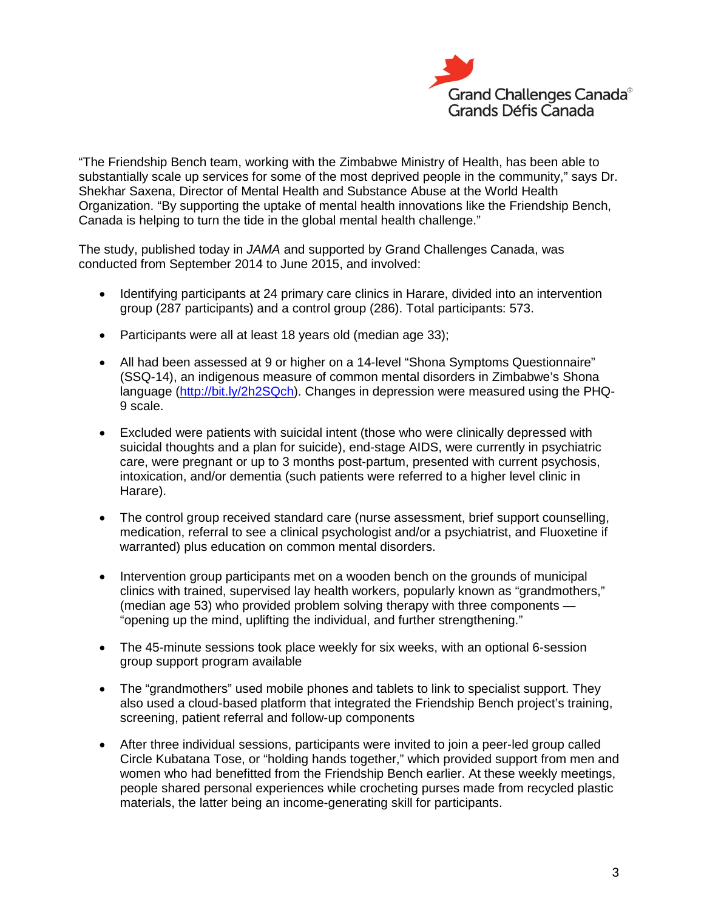"The Friendship Bench team, working with the Zimbabwe Ministry of Health, has been able to substantially scale up services for some of the most deprived people in the community," says Dr. Shekhar Saxena, Director of Mental Health and Substance Abuse at the World Health Organization. "By supporting the uptake of mental health innovations like the Friendship Bench, Canada is helping to turn the tide in the global mental health challenge."

The study, published today in *JAMA* and supported by Grand Challenges Canada, was conducted from September 2014 to June 2015, and involved:

- Identifying participants at 24 primary care clinics in Harare, divided into an intervention group (287 participants) and a control group (286). Total participants: 573.
- Participants were all at least 18 years old (median age 33);
- All had been assessed at 9 or higher on a 14-level "Shona Symptoms Questionnaire" (SSQ-14), an indigenous measure of common mental disorders in Zimbabwe's Shona language (http://bit.ly/2h2SQch). Changes in depression were measured using the PHQ-9 scale.
- Excluded were patients with suicidal intent (those who were clinically depressed with suicidal thoughts and a plan for suicide), end-stage AIDS, were currently in psychiatric care, were pregnant or up to 3 months post-partum, presented with current psychosis, intoxication, and/or dementia (such patients were referred to a higher level clinic in Harare).
- The control group received standard care (nurse assessment, brief support counselling, medication, referral to see a clinical psychologist and/or a psychiatrist, and Fluoxetine if warranted) plus education on common mental disorders.
- Intervention group participants met on a wooden bench on the grounds of municipal clinics with trained, supervised lay health workers, popularly known as "grandmothers," (median age 53) who provided problem solving therapy with three components — "opening up the mind, uplifting the individual, and further strengthening."
- The 45-minute sessions took place weekly for six weeks, with an optional 6-session group support program available
- The "grandmothers" used mobile phones and tablets to link to specialist support. They also used a cloud-based platform that integrated the Friendship Bench project's training, screening, patient referral and follow-up components
- After three individual sessions, participants were invited to join a peer-led group called Circle Kubatana Tose, or "holding hands together," which provided support from men and women who had benefitted from the Friendship Bench earlier. At these weekly meetings, people shared personal experiences while crocheting purses made from recycled plastic materials, the latter being an income-generating skill for participants.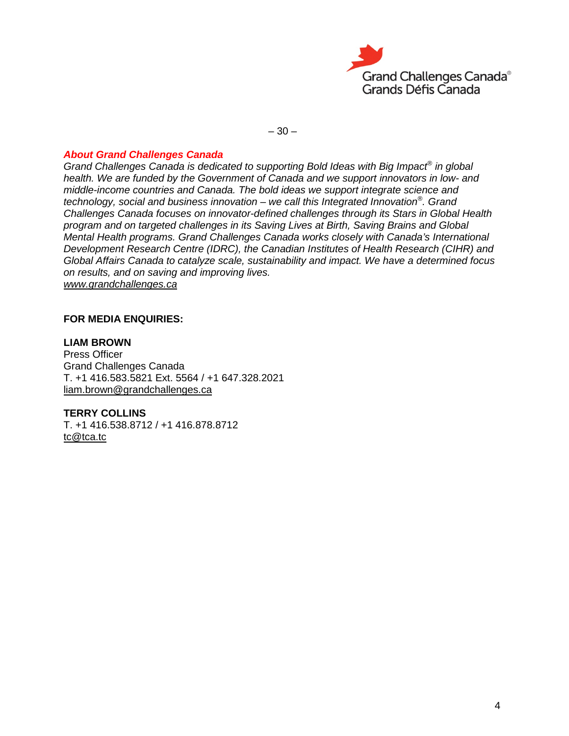Grand Challenges Canada®
Grands Défis Canada

– 30 –

***About Grand Challenges Canada***

*Grand Challenges Canada is dedicated to supporting Bold Ideas with Big Impact® in global health. We are funded by the Government of Canada and we support innovators in low- and middle-income countries and Canada. The bold ideas we support integrate science and technology, social and business innovation – we call this Integrated Innovation®. Grand Challenges Canada focuses on innovator-defined challenges through its Stars in Global Health program and on targeted challenges in its Saving Lives at Birth, Saving Brains and Global Mental Health programs. Grand Challenges Canada works closely with Canada's International Development Research Centre (IDRC), the Canadian Institutes of Health Research (CIHR) and Global Affairs Canada to catalyze scale, sustainability and impact. We have a determined focus on results, and on saving and improving lives.*
*www.grandchallenges.ca*

**FOR MEDIA ENQUIRIES:**

**LIAM BROWN**
Press Officer
Grand Challenges Canada
T. +1 416.583.5821 Ext. 5564 / +1 647.328.2021
liam.brown@grandchallenges.ca

**TERRY COLLINS**
T. +1 416.538.8712 / +1 416.878.8712
tc@tca.tc